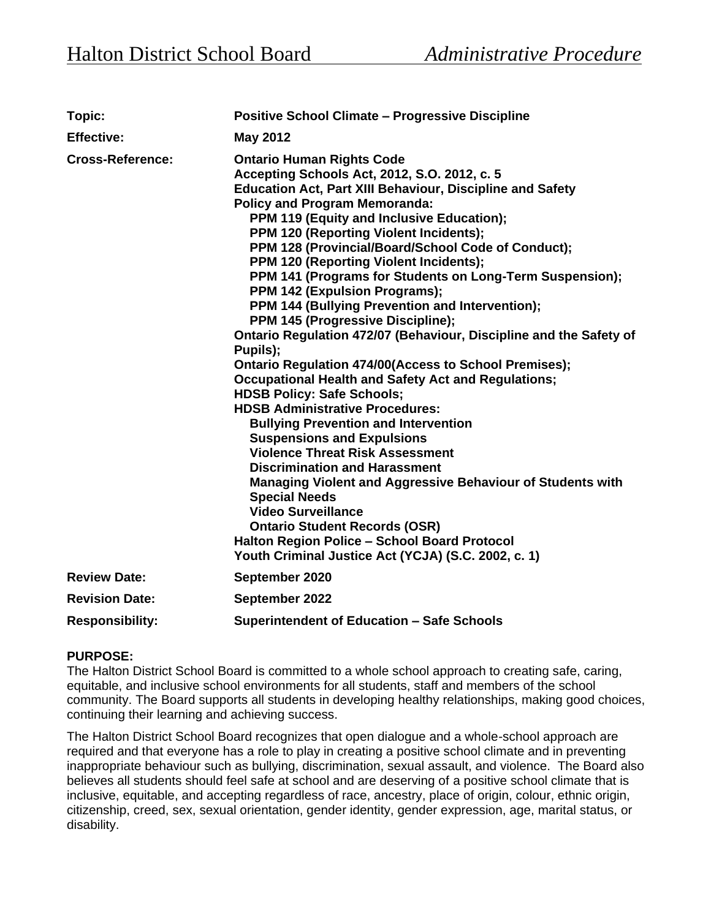# Halton District School Board *Administrative Procedure*

| | |
|---|---|
| **Topic:** | **Positive School Climate – Progressive Discipline** |
| **Effective:** | **May 2012** |
| **Cross-Reference:** | **Ontario Human Rights Code**<br>**Accepting Schools Act, 2012, S.O. 2012, c. 5**<br>**Education Act, Part XIII Behaviour, Discipline and Safety**<br>**Policy and Program Memoranda:**<br>**PPM 119 (Equity and Inclusive Education);**<br>**PPM 120 (Reporting Violent Incidents);**<br>**PPM 128 (Provincial/Board/School Code of Conduct);**<br>**PPM 120 (Reporting Violent Incidents);**<br>**PPM 141 (Programs for Students on Long-Term Suspension);**<br>**PPM 142 (Expulsion Programs);**<br>**PPM 144 (Bullying Prevention and Intervention);**<br>**PPM 145 (Progressive Discipline);**<br>**Ontario Regulation 472/07 (Behaviour, Discipline and the Safety of Pupils);**<br>**Ontario Regulation 474/00(Access to School Premises);**<br>**Occupational Health and Safety Act and Regulations;**<br>**HDSB Policy: Safe Schools;**<br>**HDSB Administrative Procedures:**<br>**Bullying Prevention and Intervention**<br>**Suspensions and Expulsions**<br>**Violence Threat Risk Assessment**<br>**Discrimination and Harassment**<br>**Managing Violent and Aggressive Behaviour of Students with Special Needs**<br>**Video Surveillance**<br>**Ontario Student Records (OSR)**<br>**Halton Region Police – School Board Protocol**<br>**Youth Criminal Justice Act (YCJA) (S.C. 2002, c. 1)** |
| **Review Date:** | **September 2020** |
| **Revision Date:** | **September 2022** |
| **Responsibility:** | **Superintendent of Education – Safe Schools** |

**PURPOSE:**

The Halton District School Board is committed to a whole school approach to creating safe, caring, equitable, and inclusive school environments for all students, staff and members of the school community. The Board supports all students in developing healthy relationships, making good choices, continuing their learning and achieving success.

The Halton District School Board recognizes that open dialogue and a whole-school approach are required and that everyone has a role to play in creating a positive school climate and in preventing inappropriate behaviour such as bullying, discrimination, sexual assault, and violence. The Board also believes all students should feel safe at school and are deserving of a positive school climate that is inclusive, equitable, and accepting regardless of race, ancestry, place of origin, colour, ethnic origin, citizenship, creed, sex, sexual orientation, gender identity, gender expression, age, marital status, or disability.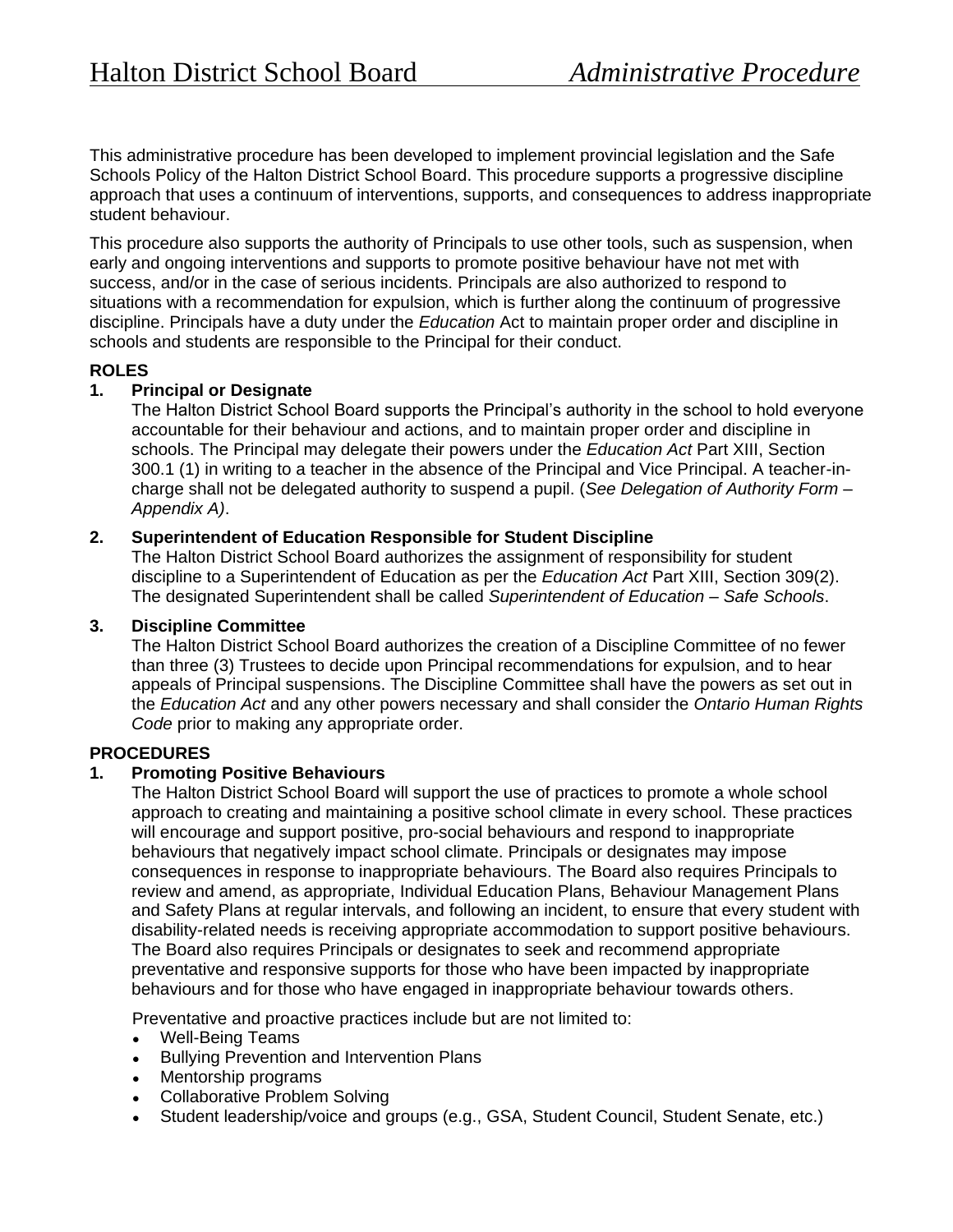This administrative procedure has been developed to implement provincial legislation and the Safe Schools Policy of the Halton District School Board. This procedure supports a progressive discipline approach that uses a continuum of interventions, supports, and consequences to address inappropriate student behaviour.

This procedure also supports the authority of Principals to use other tools, such as suspension, when early and ongoing interventions and supports to promote positive behaviour have not met with success, and/or in the case of serious incidents. Principals are also authorized to respond to situations with a recommendation for expulsion, which is further along the continuum of progressive discipline. Principals have a duty under the *Education* Act to maintain proper order and discipline in schools and students are responsible to the Principal for their conduct.

## ROLES

### 1. Principal or Designate

The Halton District School Board supports the Principal's authority in the school to hold everyone accountable for their behaviour and actions, and to maintain proper order and discipline in schools. The Principal may delegate their powers under the *Education Act* Part XIII, Section 300.1 (1) in writing to a teacher in the absence of the Principal and Vice Principal. A teacher-in-charge shall not be delegated authority to suspend a pupil. (*See Delegation of Authority Form – Appendix A)*.

### 2. Superintendent of Education Responsible for Student Discipline

The Halton District School Board authorizes the assignment of responsibility for student discipline to a Superintendent of Education as per the *Education Act* Part XIII, Section 309(2). The designated Superintendent shall be called *Superintendent of Education – Safe Schools*.

### 3. Discipline Committee

The Halton District School Board authorizes the creation of a Discipline Committee of no fewer than three (3) Trustees to decide upon Principal recommendations for expulsion, and to hear appeals of Principal suspensions. The Discipline Committee shall have the powers as set out in the *Education Act* and any other powers necessary and shall consider the *Ontario Human Rights Code* prior to making any appropriate order.

## PROCEDURES

### 1. Promoting Positive Behaviours

The Halton District School Board will support the use of practices to promote a whole school approach to creating and maintaining a positive school climate in every school. These practices will encourage and support positive, pro-social behaviours and respond to inappropriate behaviours that negatively impact school climate. Principals or designates may impose consequences in response to inappropriate behaviours. The Board also requires Principals to review and amend, as appropriate, Individual Education Plans, Behaviour Management Plans and Safety Plans at regular intervals, and following an incident, to ensure that every student with disability-related needs is receiving appropriate accommodation to support positive behaviours. The Board also requires Principals or designates to seek and recommend appropriate preventative and responsive supports for those who have been impacted by inappropriate behaviours and for those who have engaged in inappropriate behaviour towards others.

Preventative and proactive practices include but are not limited to:

- Well-Being Teams
- Bullying Prevention and Intervention Plans
- Mentorship programs
- Collaborative Problem Solving
- Student leadership/voice and groups (e.g., GSA, Student Council, Student Senate, etc.)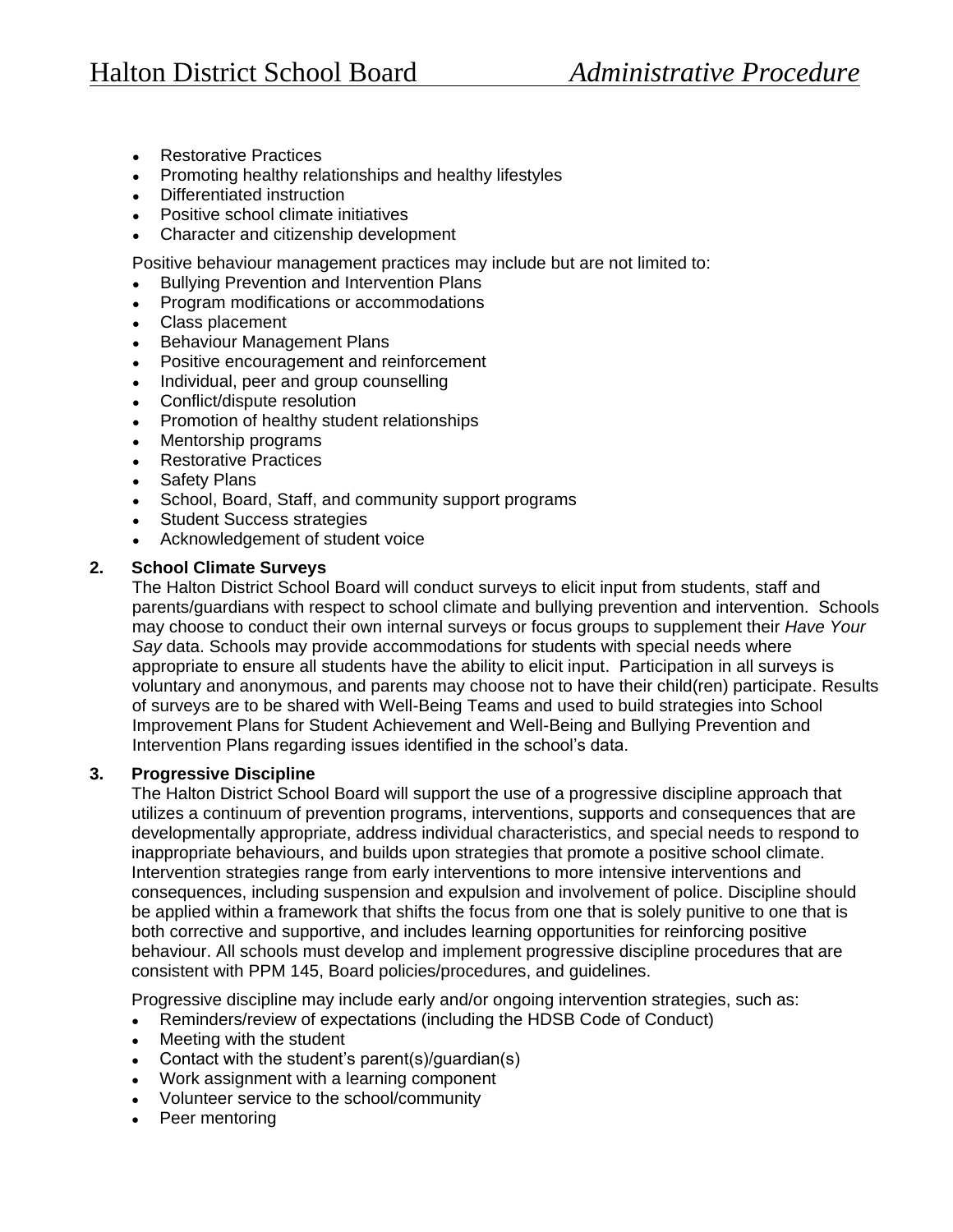- Restorative Practices
- Promoting healthy relationships and healthy lifestyles
- Differentiated instruction
- Positive school climate initiatives
- Character and citizenship development

Positive behaviour management practices may include but are not limited to:

- Bullying Prevention and Intervention Plans
- Program modifications or accommodations
- Class placement
- Behaviour Management Plans
- Positive encouragement and reinforcement
- Individual, peer and group counselling
- Conflict/dispute resolution
- Promotion of healthy student relationships
- Mentorship programs
- Restorative Practices
- Safety Plans
- School, Board, Staff, and community support programs
- Student Success strategies
- Acknowledgement of student voice

**2. School Climate Surveys**

The Halton District School Board will conduct surveys to elicit input from students, staff and parents/guardians with respect to school climate and bullying prevention and intervention. Schools may choose to conduct their own internal surveys or focus groups to supplement their *Have Your Say* data. Schools may provide accommodations for students with special needs where appropriate to ensure all students have the ability to elicit input. Participation in all surveys is voluntary and anonymous, and parents may choose not to have their child(ren) participate. Results of surveys are to be shared with Well-Being Teams and used to build strategies into School Improvement Plans for Student Achievement and Well-Being and Bullying Prevention and Intervention Plans regarding issues identified in the school's data.

**3. Progressive Discipline**

The Halton District School Board will support the use of a progressive discipline approach that utilizes a continuum of prevention programs, interventions, supports and consequences that are developmentally appropriate, address individual characteristics, and special needs to respond to inappropriate behaviours, and builds upon strategies that promote a positive school climate. Intervention strategies range from early interventions to more intensive interventions and consequences, including suspension and expulsion and involvement of police. Discipline should be applied within a framework that shifts the focus from one that is solely punitive to one that is both corrective and supportive, and includes learning opportunities for reinforcing positive behaviour. All schools must develop and implement progressive discipline procedures that are consistent with PPM 145, Board policies/procedures, and guidelines.

Progressive discipline may include early and/or ongoing intervention strategies, such as:

- Reminders/review of expectations (including the HDSB Code of Conduct)
- Meeting with the student
- Contact with the student's parent(s)/guardian(s)
- Work assignment with a learning component
- Volunteer service to the school/community
- Peer mentoring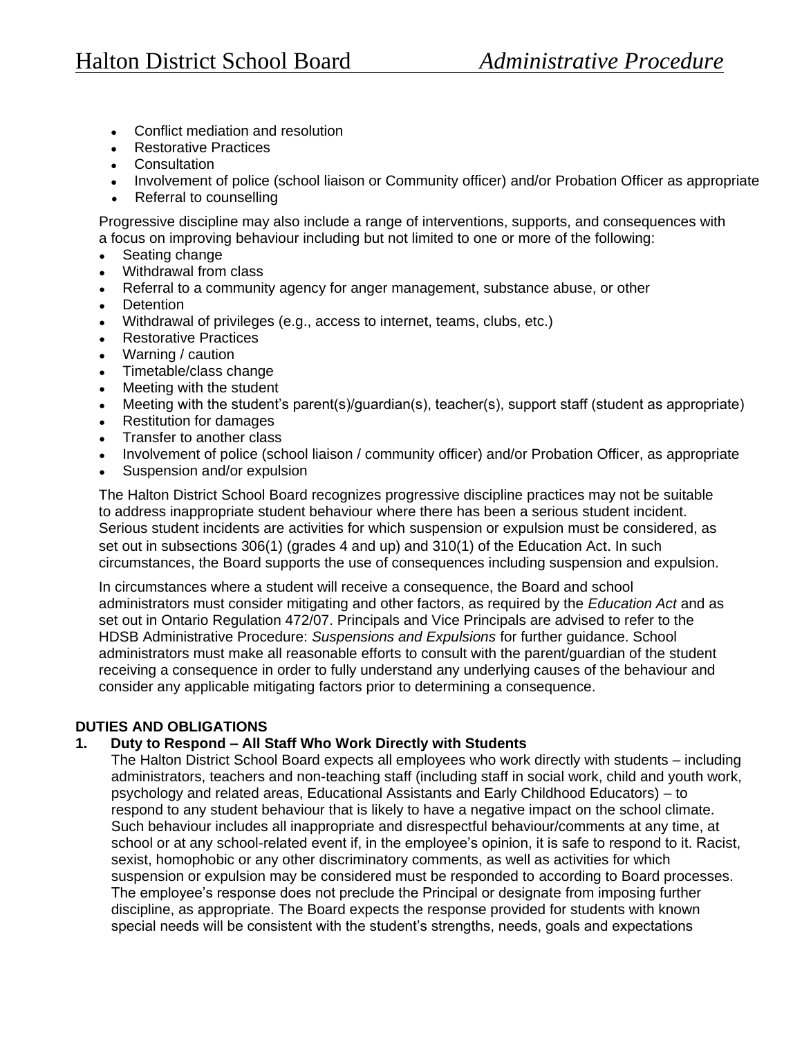- Conflict mediation and resolution
- Restorative Practices
- Consultation
- Involvement of police (school liaison or Community officer) and/or Probation Officer as appropriate
- Referral to counselling

Progressive discipline may also include a range of interventions, supports, and consequences with a focus on improving behaviour including but not limited to one or more of the following:

- Seating change
- Withdrawal from class
- Referral to a community agency for anger management, substance abuse, or other
- Detention
- Withdrawal of privileges (e.g., access to internet, teams, clubs, etc.)
- Restorative Practices
- Warning / caution
- Timetable/class change
- Meeting with the student
- Meeting with the student's parent(s)/guardian(s), teacher(s), support staff (student as appropriate)
- Restitution for damages
- Transfer to another class
- Involvement of police (school liaison / community officer) and/or Probation Officer, as appropriate
- Suspension and/or expulsion

The Halton District School Board recognizes progressive discipline practices may not be suitable to address inappropriate student behaviour where there has been a serious student incident. Serious student incidents are activities for which suspension or expulsion must be considered, as set out in subsections 306(1) (grades 4 and up) and 310(1) of the Education Act. In such circumstances, the Board supports the use of consequences including suspension and expulsion.

In circumstances where a student will receive a consequence, the Board and school administrators must consider mitigating and other factors, as required by the *Education Act* and as set out in Ontario Regulation 472/07. Principals and Vice Principals are advised to refer to the HDSB Administrative Procedure: *Suspensions and Expulsions* for further guidance. School administrators must make all reasonable efforts to consult with the parent/guardian of the student receiving a consequence in order to fully understand any underlying causes of the behaviour and consider any applicable mitigating factors prior to determining a consequence.

## DUTIES AND OBLIGATIONS

### 1. Duty to Respond – All Staff Who Work Directly with Students

The Halton District School Board expects all employees who work directly with students – including administrators, teachers and non-teaching staff (including staff in social work, child and youth work, psychology and related areas, Educational Assistants and Early Childhood Educators) – to respond to any student behaviour that is likely to have a negative impact on the school climate. Such behaviour includes all inappropriate and disrespectful behaviour/comments at any time, at school or at any school-related event if, in the employee's opinion, it is safe to respond to it. Racist, sexist, homophobic or any other discriminatory comments, as well as activities for which suspension or expulsion may be considered must be responded to according to Board processes. The employee's response does not preclude the Principal or designate from imposing further discipline, as appropriate. The Board expects the response provided for students with known special needs will be consistent with the student's strengths, needs, goals and expectations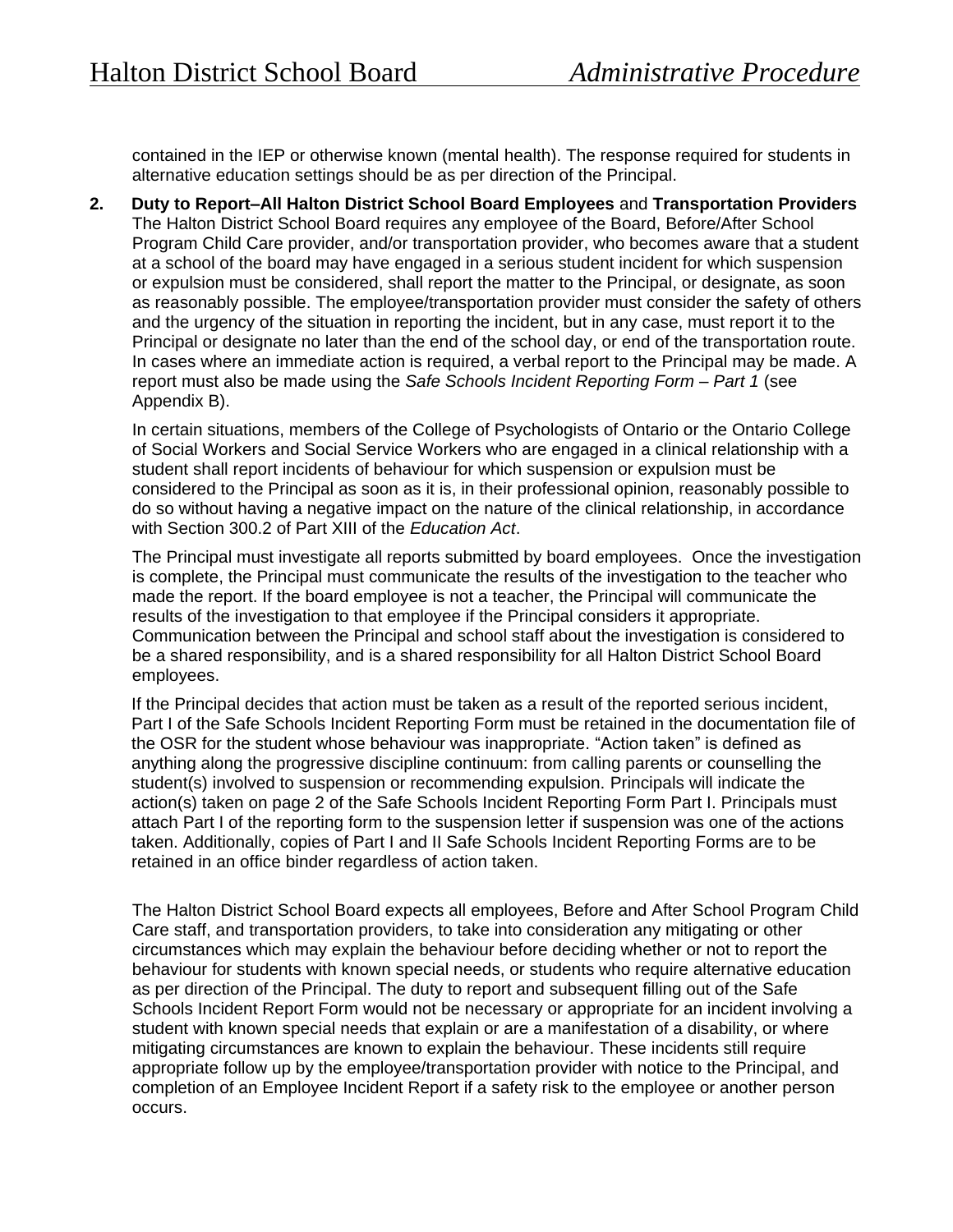contained in the IEP or otherwise known (mental health). The response required for students in alternative education settings should be as per direction of the Principal.

**2. Duty to Report–All Halton District School Board Employees** and **Transportation Providers**
The Halton District School Board requires any employee of the Board, Before/After School Program Child Care provider, and/or transportation provider, who becomes aware that a student at a school of the board may have engaged in a serious student incident for which suspension or expulsion must be considered, shall report the matter to the Principal, or designate, as soon as reasonably possible. The employee/transportation provider must consider the safety of others and the urgency of the situation in reporting the incident, but in any case, must report it to the Principal or designate no later than the end of the school day, or end of the transportation route. In cases where an immediate action is required, a verbal report to the Principal may be made. A report must also be made using the *Safe Schools Incident Reporting Form – Part 1* (see Appendix B).

In certain situations, members of the College of Psychologists of Ontario or the Ontario College of Social Workers and Social Service Workers who are engaged in a clinical relationship with a student shall report incidents of behaviour for which suspension or expulsion must be considered to the Principal as soon as it is, in their professional opinion, reasonably possible to do so without having a negative impact on the nature of the clinical relationship, in accordance with Section 300.2 of Part XIII of the *Education Act*.

The Principal must investigate all reports submitted by board employees. Once the investigation is complete, the Principal must communicate the results of the investigation to the teacher who made the report. If the board employee is not a teacher, the Principal will communicate the results of the investigation to that employee if the Principal considers it appropriate. Communication between the Principal and school staff about the investigation is considered to be a shared responsibility, and is a shared responsibility for all Halton District School Board employees.

If the Principal decides that action must be taken as a result of the reported serious incident, Part I of the Safe Schools Incident Reporting Form must be retained in the documentation file of the OSR for the student whose behaviour was inappropriate. "Action taken" is defined as anything along the progressive discipline continuum: from calling parents or counselling the student(s) involved to suspension or recommending expulsion. Principals will indicate the action(s) taken on page 2 of the Safe Schools Incident Reporting Form Part I. Principals must attach Part I of the reporting form to the suspension letter if suspension was one of the actions taken. Additionally, copies of Part I and II Safe Schools Incident Reporting Forms are to be retained in an office binder regardless of action taken.

The Halton District School Board expects all employees, Before and After School Program Child Care staff, and transportation providers, to take into consideration any mitigating or other circumstances which may explain the behaviour before deciding whether or not to report the behaviour for students with known special needs, or students who require alternative education as per direction of the Principal. The duty to report and subsequent filling out of the Safe Schools Incident Report Form would not be necessary or appropriate for an incident involving a student with known special needs that explain or are a manifestation of a disability, or where mitigating circumstances are known to explain the behaviour. These incidents still require appropriate follow up by the employee/transportation provider with notice to the Principal, and completion of an Employee Incident Report if a safety risk to the employee or another person occurs.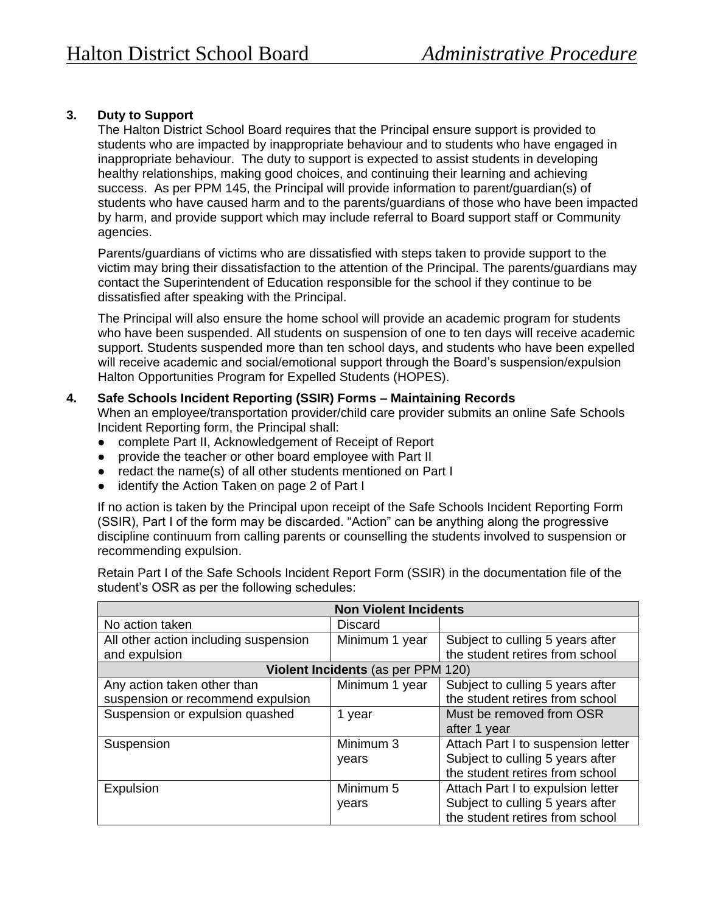### 3. Duty to Support

The Halton District School Board requires that the Principal ensure support is provided to students who are impacted by inappropriate behaviour and to students who have engaged in inappropriate behaviour. The duty to support is expected to assist students in developing healthy relationships, making good choices, and continuing their learning and achieving success. As per PPM 145, the Principal will provide information to parent/guardian(s) of students who have caused harm and to the parents/guardians of those who have been impacted by harm, and provide support which may include referral to Board support staff or Community agencies.

Parents/guardians of victims who are dissatisfied with steps taken to provide support to the victim may bring their dissatisfaction to the attention of the Principal. The parents/guardians may contact the Superintendent of Education responsible for the school if they continue to be dissatisfied after speaking with the Principal.

The Principal will also ensure the home school will provide an academic program for students who have been suspended. All students on suspension of one to ten days will receive academic support. Students suspended more than ten school days, and students who have been expelled will receive academic and social/emotional support through the Board's suspension/expulsion Halton Opportunities Program for Expelled Students (HOPES).

### 4. Safe Schools Incident Reporting (SSIR) Forms – Maintaining Records

When an employee/transportation provider/child care provider submits an online Safe Schools Incident Reporting form, the Principal shall:

- complete Part II, Acknowledgement of Receipt of Report
- provide the teacher or other board employee with Part II
- redact the name(s) of all other students mentioned on Part I
- identify the Action Taken on page 2 of Part I

If no action is taken by the Principal upon receipt of the Safe Schools Incident Reporting Form (SSIR), Part I of the form may be discarded. "Action" can be anything along the progressive discipline continuum from calling parents or counselling the students involved to suspension or recommending expulsion.

Retain Part I of the Safe Schools Incident Report Form (SSIR) in the documentation file of the student's OSR as per the following schedules:

| **Non Violent Incidents** | | |
|---|---|---|
| No action taken | Discard | |
| All other action including suspension and expulsion | Minimum 1 year | Subject to culling 5 years after the student retires from school |
| **Violent Incidents** (as per PPM 120) | | |
| Any action taken other than suspension or recommend expulsion | Minimum 1 year | Subject to culling 5 years after the student retires from school |
| Suspension or expulsion quashed | 1 year | Must be removed from OSR after 1 year |
| Suspension | Minimum 3 years | Attach Part I to suspension letter Subject to culling 5 years after the student retires from school |
| Expulsion | Minimum 5 years | Attach Part I to expulsion letter Subject to culling 5 years after the student retires from school |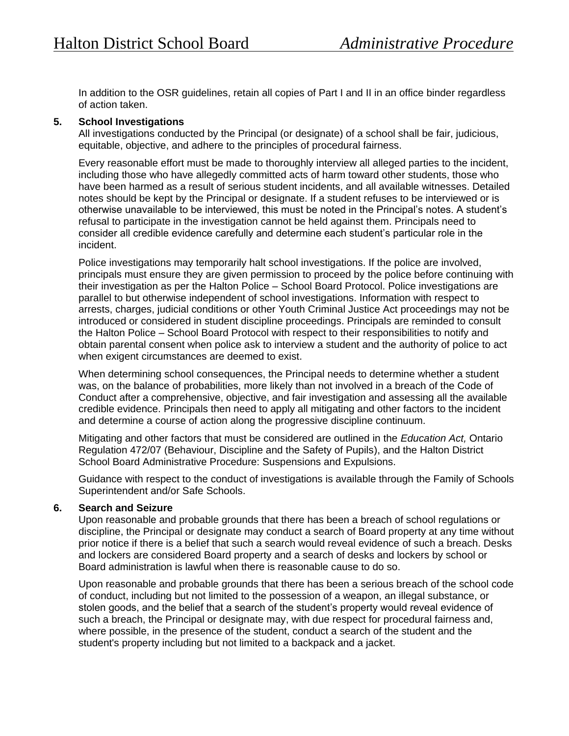In addition to the OSR guidelines, retain all copies of Part I and II in an office binder regardless of action taken.

**5. School Investigations**

All investigations conducted by the Principal (or designate) of a school shall be fair, judicious, equitable, objective, and adhere to the principles of procedural fairness.

Every reasonable effort must be made to thoroughly interview all alleged parties to the incident, including those who have allegedly committed acts of harm toward other students, those who have been harmed as a result of serious student incidents, and all available witnesses. Detailed notes should be kept by the Principal or designate. If a student refuses to be interviewed or is otherwise unavailable to be interviewed, this must be noted in the Principal's notes. A student's refusal to participate in the investigation cannot be held against them. Principals need to consider all credible evidence carefully and determine each student's particular role in the incident.

Police investigations may temporarily halt school investigations. If the police are involved, principals must ensure they are given permission to proceed by the police before continuing with their investigation as per the Halton Police – School Board Protocol. Police investigations are parallel to but otherwise independent of school investigations. Information with respect to arrests, charges, judicial conditions or other Youth Criminal Justice Act proceedings may not be introduced or considered in student discipline proceedings. Principals are reminded to consult the Halton Police – School Board Protocol with respect to their responsibilities to notify and obtain parental consent when police ask to interview a student and the authority of police to act when exigent circumstances are deemed to exist.

When determining school consequences, the Principal needs to determine whether a student was, on the balance of probabilities, more likely than not involved in a breach of the Code of Conduct after a comprehensive, objective, and fair investigation and assessing all the available credible evidence. Principals then need to apply all mitigating and other factors to the incident and determine a course of action along the progressive discipline continuum.

Mitigating and other factors that must be considered are outlined in the *Education Act,* Ontario Regulation 472/07 (Behaviour, Discipline and the Safety of Pupils), and the Halton District School Board Administrative Procedure: Suspensions and Expulsions.

Guidance with respect to the conduct of investigations is available through the Family of Schools Superintendent and/or Safe Schools.

**6. Search and Seizure**

Upon reasonable and probable grounds that there has been a breach of school regulations or discipline, the Principal or designate may conduct a search of Board property at any time without prior notice if there is a belief that such a search would reveal evidence of such a breach. Desks and lockers are considered Board property and a search of desks and lockers by school or Board administration is lawful when there is reasonable cause to do so.

Upon reasonable and probable grounds that there has been a serious breach of the school code of conduct, including but not limited to the possession of a weapon, an illegal substance, or stolen goods, and the belief that a search of the student's property would reveal evidence of such a breach, the Principal or designate may, with due respect for procedural fairness and, where possible, in the presence of the student, conduct a search of the student and the student's property including but not limited to a backpack and a jacket.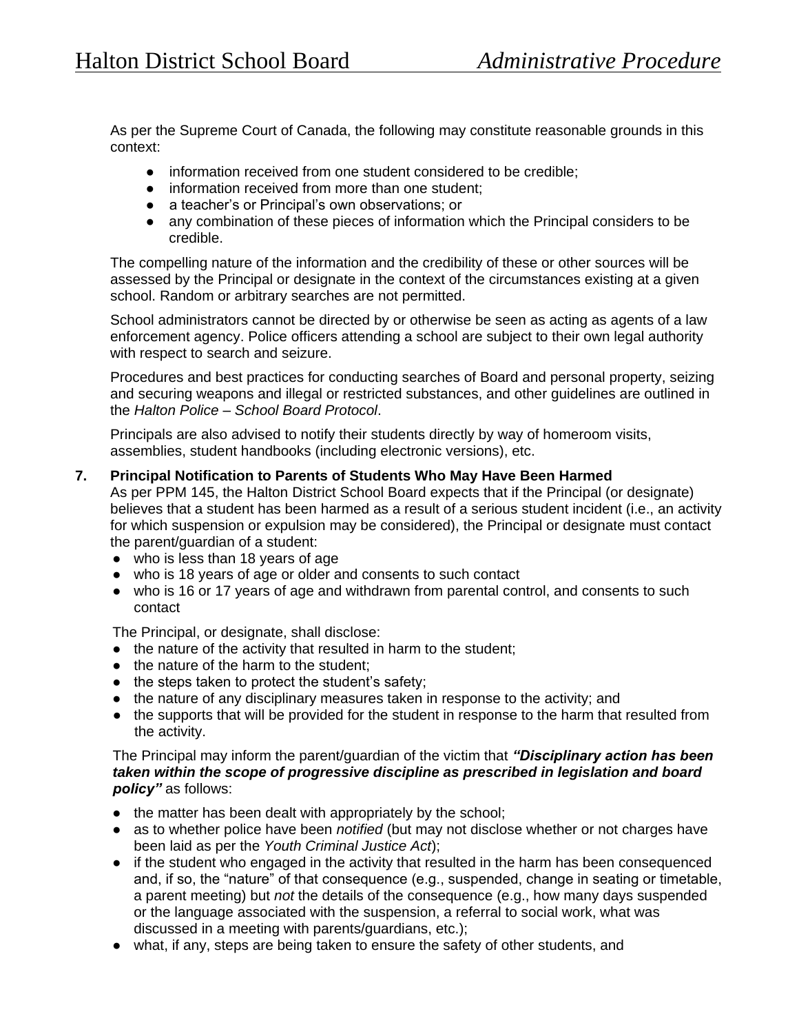As per the Supreme Court of Canada, the following may constitute reasonable grounds in this context:

- information received from one student considered to be credible;
- information received from more than one student;
- a teacher's or Principal's own observations; or
- any combination of these pieces of information which the Principal considers to be credible.

The compelling nature of the information and the credibility of these or other sources will be assessed by the Principal or designate in the context of the circumstances existing at a given school. Random or arbitrary searches are not permitted.

School administrators cannot be directed by or otherwise be seen as acting as agents of a law enforcement agency. Police officers attending a school are subject to their own legal authority with respect to search and seizure.

Procedures and best practices for conducting searches of Board and personal property, seizing and securing weapons and illegal or restricted substances, and other guidelines are outlined in the *Halton Police – School Board Protocol*.

Principals are also advised to notify their students directly by way of homeroom visits, assemblies, student handbooks (including electronic versions), etc.

**7. Principal Notification to Parents of Students Who May Have Been Harmed**

As per PPM 145, the Halton District School Board expects that if the Principal (or designate) believes that a student has been harmed as a result of a serious student incident (i.e., an activity for which suspension or expulsion may be considered), the Principal or designate must contact the parent/guardian of a student:

- who is less than 18 years of age
- who is 18 years of age or older and consents to such contact
- who is 16 or 17 years of age and withdrawn from parental control, and consents to such contact

The Principal, or designate, shall disclose:

- the nature of the activity that resulted in harm to the student;
- the nature of the harm to the student;
- the steps taken to protect the student's safety;
- the nature of any disciplinary measures taken in response to the activity; and
- the supports that will be provided for the student in response to the harm that resulted from the activity.

The Principal may inform the parent/guardian of the victim that ***"Disciplinary action has been taken within the scope of progressive discipline as prescribed in legislation and board policy"*** as follows:

- the matter has been dealt with appropriately by the school;
- as to whether police have been *notified* (but may not disclose whether or not charges have been laid as per the *Youth Criminal Justice Act*);
- if the student who engaged in the activity that resulted in the harm has been consequenced and, if so, the "nature" of that consequence (e.g., suspended, change in seating or timetable, a parent meeting) but *not* the details of the consequence (e.g., how many days suspended or the language associated with the suspension, a referral to social work, what was discussed in a meeting with parents/guardians, etc.);
- what, if any, steps are being taken to ensure the safety of other students, and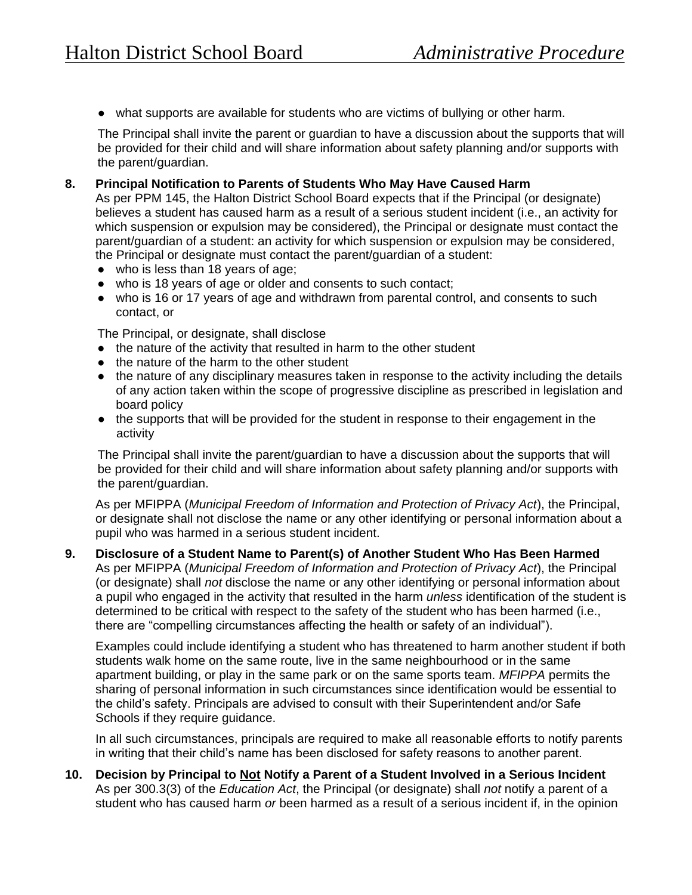- what supports are available for students who are victims of bullying or other harm.

The Principal shall invite the parent or guardian to have a discussion about the supports that will be provided for their child and will share information about safety planning and/or supports with the parent/guardian.

**8. Principal Notification to Parents of Students Who May Have Caused Harm**

As per PPM 145, the Halton District School Board expects that if the Principal (or designate) believes a student has caused harm as a result of a serious student incident (i.e., an activity for which suspension or expulsion may be considered), the Principal or designate must contact the parent/guardian of a student: an activity for which suspension or expulsion may be considered, the Principal or designate must contact the parent/guardian of a student:

- who is less than 18 years of age;
- who is 18 years of age or older and consents to such contact;
- who is 16 or 17 years of age and withdrawn from parental control, and consents to such contact, or

The Principal, or designate, shall disclose

- the nature of the activity that resulted in harm to the other student
- the nature of the harm to the other student
- the nature of any disciplinary measures taken in response to the activity including the details of any action taken within the scope of progressive discipline as prescribed in legislation and board policy
- the supports that will be provided for the student in response to their engagement in the activity

The Principal shall invite the parent/guardian to have a discussion about the supports that will be provided for their child and will share information about safety planning and/or supports with the parent/guardian.

As per MFIPPA (*Municipal Freedom of Information and Protection of Privacy Act*), the Principal, or designate shall not disclose the name or any other identifying or personal information about a pupil who was harmed in a serious student incident.

**9. Disclosure of a Student Name to Parent(s) of Another Student Who Has Been Harmed**

As per MFIPPA (*Municipal Freedom of Information and Protection of Privacy Act*), the Principal (or designate) shall *not* disclose the name or any other identifying or personal information about a pupil who engaged in the activity that resulted in the harm *unless* identification of the student is determined to be critical with respect to the safety of the student who has been harmed (i.e., there are "compelling circumstances affecting the health or safety of an individual").

Examples could include identifying a student who has threatened to harm another student if both students walk home on the same route, live in the same neighbourhood or in the same apartment building, or play in the same park or on the same sports team. *MFIPPA* permits the sharing of personal information in such circumstances since identification would be essential to the child's safety. Principals are advised to consult with their Superintendent and/or Safe Schools if they require guidance.

In all such circumstances, principals are required to make all reasonable efforts to notify parents in writing that their child's name has been disclosed for safety reasons to another parent.

**10. Decision by Principal to <u>Not</u> Notify a Parent of a Student Involved in a Serious Incident**

As per 300.3(3) of the *Education Act*, the Principal (or designate) shall *not* notify a parent of a student who has caused harm *or* been harmed as a result of a serious incident if, in the opinion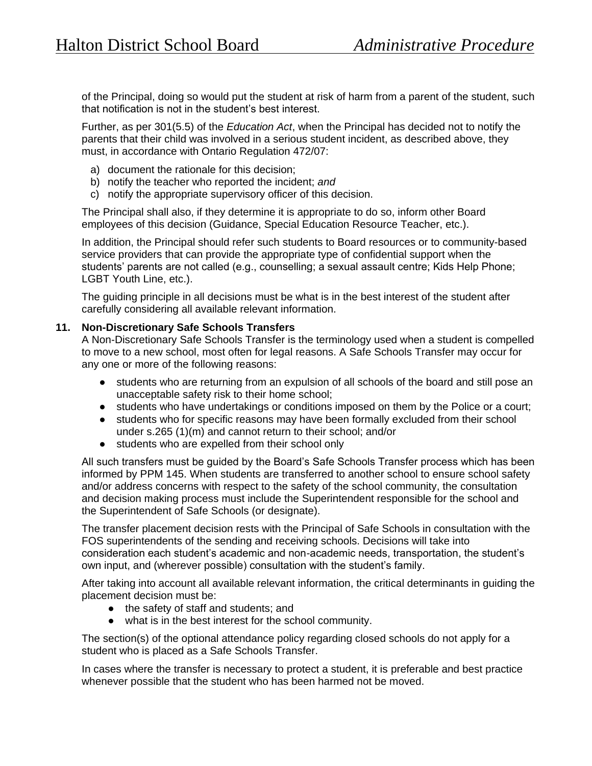of the Principal, doing so would put the student at risk of harm from a parent of the student, such that notification is not in the student's best interest.

Further, as per 301(5.5) of the *Education Act*, when the Principal has decided not to notify the parents that their child was involved in a serious student incident, as described above, they must, in accordance with Ontario Regulation 472/07:

a) document the rationale for this decision;
b) notify the teacher who reported the incident; *and*
c) notify the appropriate supervisory officer of this decision.

The Principal shall also, if they determine it is appropriate to do so, inform other Board employees of this decision (Guidance, Special Education Resource Teacher, etc.).

In addition, the Principal should refer such students to Board resources or to community-based service providers that can provide the appropriate type of confidential support when the students' parents are not called (e.g., counselling; a sexual assault centre; Kids Help Phone; LGBT Youth Line, etc.).

The guiding principle in all decisions must be what is in the best interest of the student after carefully considering all available relevant information.

**11. Non-Discretionary Safe Schools Transfers**

A Non-Discretionary Safe Schools Transfer is the terminology used when a student is compelled to move to a new school, most often for legal reasons. A Safe Schools Transfer may occur for any one or more of the following reasons:

- students who are returning from an expulsion of all schools of the board and still pose an unacceptable safety risk to their home school;
- students who have undertakings or conditions imposed on them by the Police or a court;
- students who for specific reasons may have been formally excluded from their school under s.265 (1)(m) and cannot return to their school; and/or
- students who are expelled from their school only

All such transfers must be guided by the Board's Safe Schools Transfer process which has been informed by PPM 145. When students are transferred to another school to ensure school safety and/or address concerns with respect to the safety of the school community, the consultation and decision making process must include the Superintendent responsible for the school and the Superintendent of Safe Schools (or designate).

The transfer placement decision rests with the Principal of Safe Schools in consultation with the FOS superintendents of the sending and receiving schools. Decisions will take into consideration each student's academic and non-academic needs, transportation, the student's own input, and (wherever possible) consultation with the student's family.

After taking into account all available relevant information, the critical determinants in guiding the placement decision must be:

- the safety of staff and students; and
- what is in the best interest for the school community.

The section(s) of the optional attendance policy regarding closed schools do not apply for a student who is placed as a Safe Schools Transfer.

In cases where the transfer is necessary to protect a student, it is preferable and best practice whenever possible that the student who has been harmed not be moved.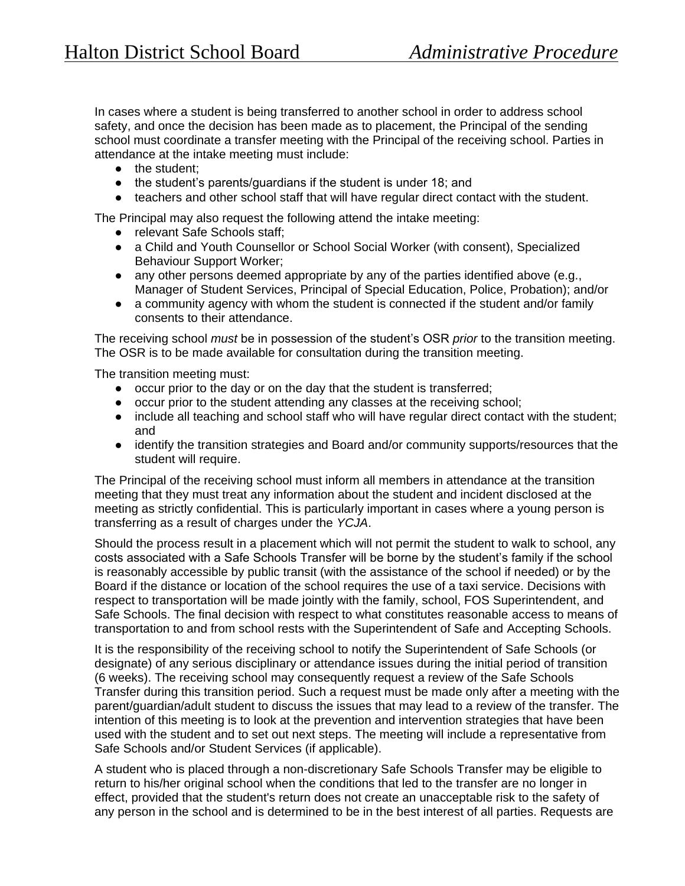In cases where a student is being transferred to another school in order to address school safety, and once the decision has been made as to placement, the Principal of the sending school must coordinate a transfer meeting with the Principal of the receiving school. Parties in attendance at the intake meeting must include:

- the student;
- the student's parents/guardians if the student is under 18; and
- teachers and other school staff that will have regular direct contact with the student.

The Principal may also request the following attend the intake meeting:

- relevant Safe Schools staff;
- a Child and Youth Counsellor or School Social Worker (with consent), Specialized Behaviour Support Worker;
- any other persons deemed appropriate by any of the parties identified above (e.g., Manager of Student Services, Principal of Special Education, Police, Probation); and/or
- a community agency with whom the student is connected if the student and/or family consents to their attendance.

The receiving school *must* be in possession of the student's OSR *prior* to the transition meeting. The OSR is to be made available for consultation during the transition meeting.

The transition meeting must:

- occur prior to the day or on the day that the student is transferred;
- occur prior to the student attending any classes at the receiving school;
- include all teaching and school staff who will have regular direct contact with the student; and
- identify the transition strategies and Board and/or community supports/resources that the student will require.

The Principal of the receiving school must inform all members in attendance at the transition meeting that they must treat any information about the student and incident disclosed at the meeting as strictly confidential. This is particularly important in cases where a young person is transferring as a result of charges under the *YCJA*.

Should the process result in a placement which will not permit the student to walk to school, any costs associated with a Safe Schools Transfer will be borne by the student's family if the school is reasonably accessible by public transit (with the assistance of the school if needed) or by the Board if the distance or location of the school requires the use of a taxi service. Decisions with respect to transportation will be made jointly with the family, school, FOS Superintendent, and Safe Schools. The final decision with respect to what constitutes reasonable access to means of transportation to and from school rests with the Superintendent of Safe and Accepting Schools.

It is the responsibility of the receiving school to notify the Superintendent of Safe Schools (or designate) of any serious disciplinary or attendance issues during the initial period of transition (6 weeks). The receiving school may consequently request a review of the Safe Schools Transfer during this transition period. Such a request must be made only after a meeting with the parent/guardian/adult student to discuss the issues that may lead to a review of the transfer. The intention of this meeting is to look at the prevention and intervention strategies that have been used with the student and to set out next steps. The meeting will include a representative from Safe Schools and/or Student Services (if applicable).

A student who is placed through a non-discretionary Safe Schools Transfer may be eligible to return to his/her original school when the conditions that led to the transfer are no longer in effect, provided that the student's return does not create an unacceptable risk to the safety of any person in the school and is determined to be in the best interest of all parties. Requests are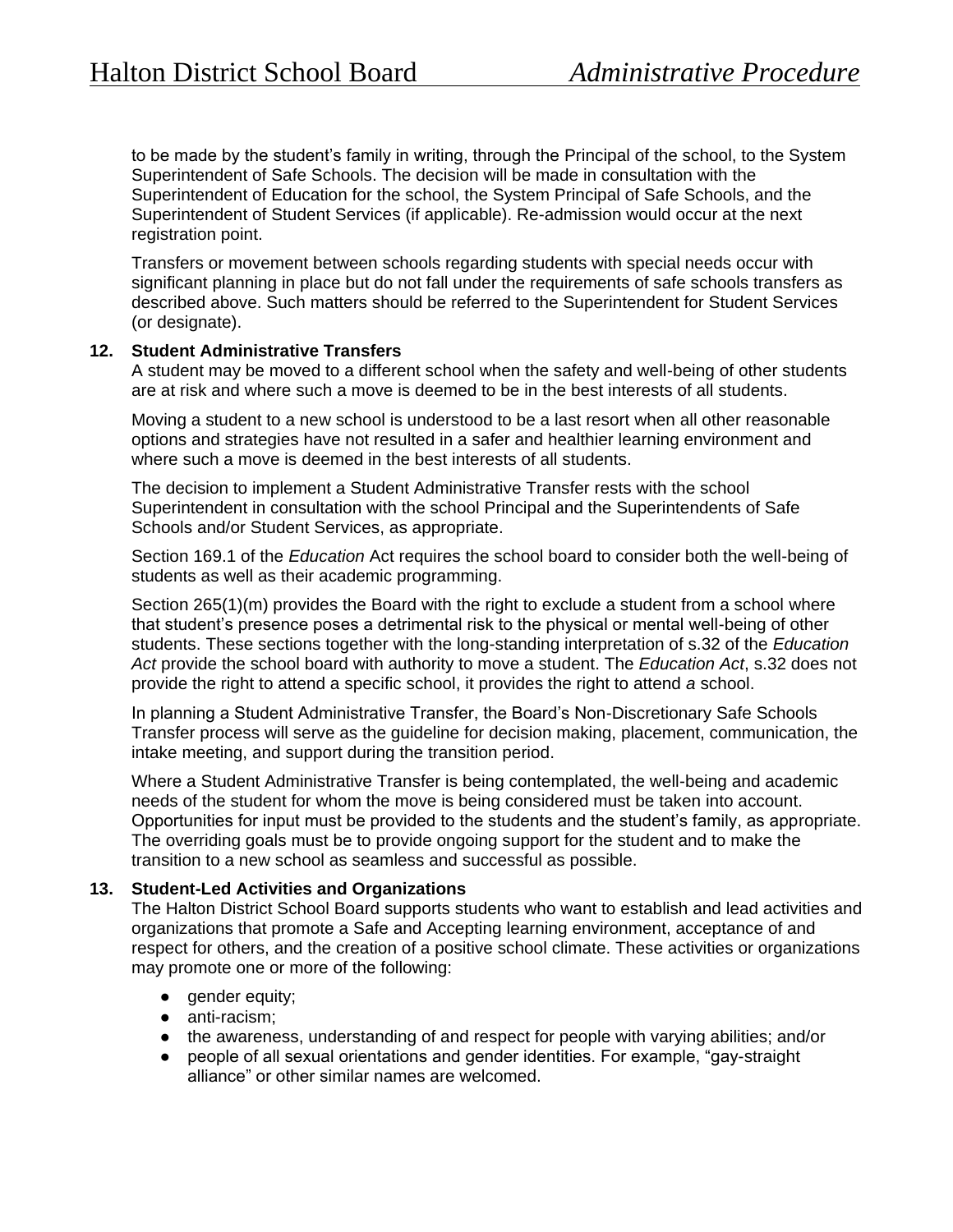to be made by the student's family in writing, through the Principal of the school, to the System Superintendent of Safe Schools. The decision will be made in consultation with the Superintendent of Education for the school, the System Principal of Safe Schools, and the Superintendent of Student Services (if applicable). Re-admission would occur at the next registration point.

Transfers or movement between schools regarding students with special needs occur with significant planning in place but do not fall under the requirements of safe schools transfers as described above. Such matters should be referred to the Superintendent for Student Services (or designate).

**12. Student Administrative Transfers**

A student may be moved to a different school when the safety and well-being of other students are at risk and where such a move is deemed to be in the best interests of all students.

Moving a student to a new school is understood to be a last resort when all other reasonable options and strategies have not resulted in a safer and healthier learning environment and where such a move is deemed in the best interests of all students.

The decision to implement a Student Administrative Transfer rests with the school Superintendent in consultation with the school Principal and the Superintendents of Safe Schools and/or Student Services, as appropriate.

Section 169.1 of the *Education* Act requires the school board to consider both the well-being of students as well as their academic programming.

Section 265(1)(m) provides the Board with the right to exclude a student from a school where that student's presence poses a detrimental risk to the physical or mental well-being of other students. These sections together with the long-standing interpretation of s.32 of the *Education Act* provide the school board with authority to move a student. The *Education Act*, s.32 does not provide the right to attend a specific school, it provides the right to attend *a* school.

In planning a Student Administrative Transfer, the Board's Non-Discretionary Safe Schools Transfer process will serve as the guideline for decision making, placement, communication, the intake meeting, and support during the transition period.

Where a Student Administrative Transfer is being contemplated, the well-being and academic needs of the student for whom the move is being considered must be taken into account. Opportunities for input must be provided to the students and the student's family, as appropriate. The overriding goals must be to provide ongoing support for the student and to make the transition to a new school as seamless and successful as possible.

**13. Student-Led Activities and Organizations**

The Halton District School Board supports students who want to establish and lead activities and organizations that promote a Safe and Accepting learning environment, acceptance of and respect for others, and the creation of a positive school climate. These activities or organizations may promote one or more of the following:

- gender equity;
- anti-racism;
- the awareness, understanding of and respect for people with varying abilities; and/or
- people of all sexual orientations and gender identities. For example, "gay-straight alliance" or other similar names are welcomed.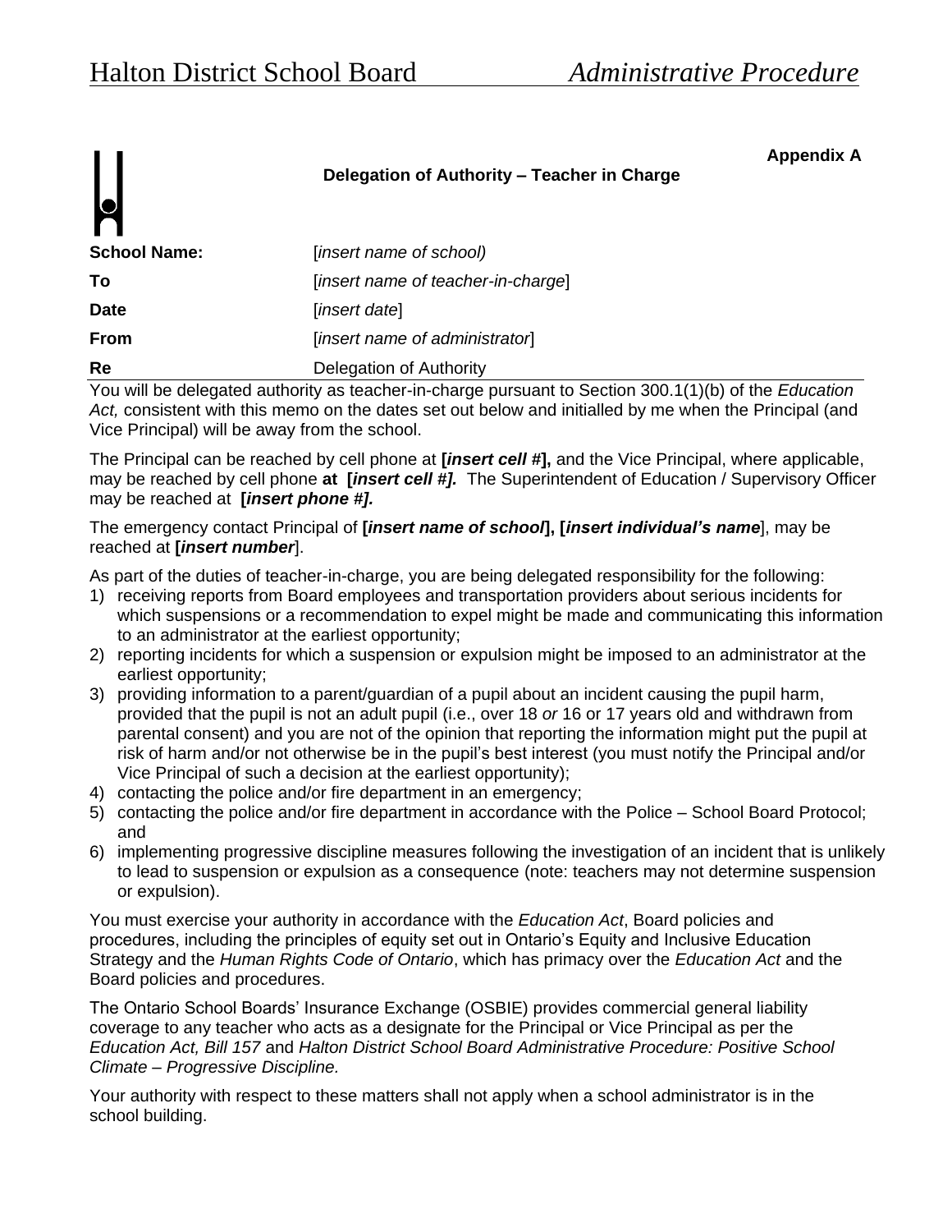**Appendix A**

## Delegation of Authority – Teacher in Charge

| | |
|---|---|
| **School Name:** | [*insert name of school)* |
| **To** | [*insert name of teacher-in-charge*] |
| **Date** | [*insert date*] |
| **From** | [*insert name of administrator*] |
| **Re** | Delegation of Authority |

You will be delegated authority as teacher-in-charge pursuant to Section 300.1(1)(b) of the *Education Act,* consistent with this memo on the dates set out below and initialled by me when the Principal (and Vice Principal) will be away from the school.

The Principal can be reached by cell phone at **[*insert cell #*],** and the Vice Principal, where applicable, may be reached by cell phone **at [*insert cell #].*** The Superintendent of Education / Supervisory Officer may be reached at **[*insert phone #].***

The emergency contact Principal of **[*insert name of school*], [*insert individual's name*]**, may be reached at **[*insert number*]**.

As part of the duties of teacher-in-charge, you are being delegated responsibility for the following:

1) receiving reports from Board employees and transportation providers about serious incidents for which suspensions or a recommendation to expel might be made and communicating this information to an administrator at the earliest opportunity;
2) reporting incidents for which a suspension or expulsion might be imposed to an administrator at the earliest opportunity;
3) providing information to a parent/guardian of a pupil about an incident causing the pupil harm, provided that the pupil is not an adult pupil (i.e., over 18 *or* 16 or 17 years old and withdrawn from parental consent) and you are not of the opinion that reporting the information might put the pupil at risk of harm and/or not otherwise be in the pupil's best interest (you must notify the Principal and/or Vice Principal of such a decision at the earliest opportunity);
4) contacting the police and/or fire department in an emergency;
5) contacting the police and/or fire department in accordance with the Police – School Board Protocol; and
6) implementing progressive discipline measures following the investigation of an incident that is unlikely to lead to suspension or expulsion as a consequence (note: teachers may not determine suspension or expulsion).

You must exercise your authority in accordance with the *Education Act*, Board policies and procedures, including the principles of equity set out in Ontario's Equity and Inclusive Education Strategy and the *Human Rights Code of Ontario*, which has primacy over the *Education Act* and the Board policies and procedures.

The Ontario School Boards' Insurance Exchange (OSBIE) provides commercial general liability coverage to any teacher who acts as a designate for the Principal or Vice Principal as per the *Education Act, Bill 157* and *Halton District School Board Administrative Procedure: Positive School Climate – Progressive Discipline.*

Your authority with respect to these matters shall not apply when a school administrator is in the school building.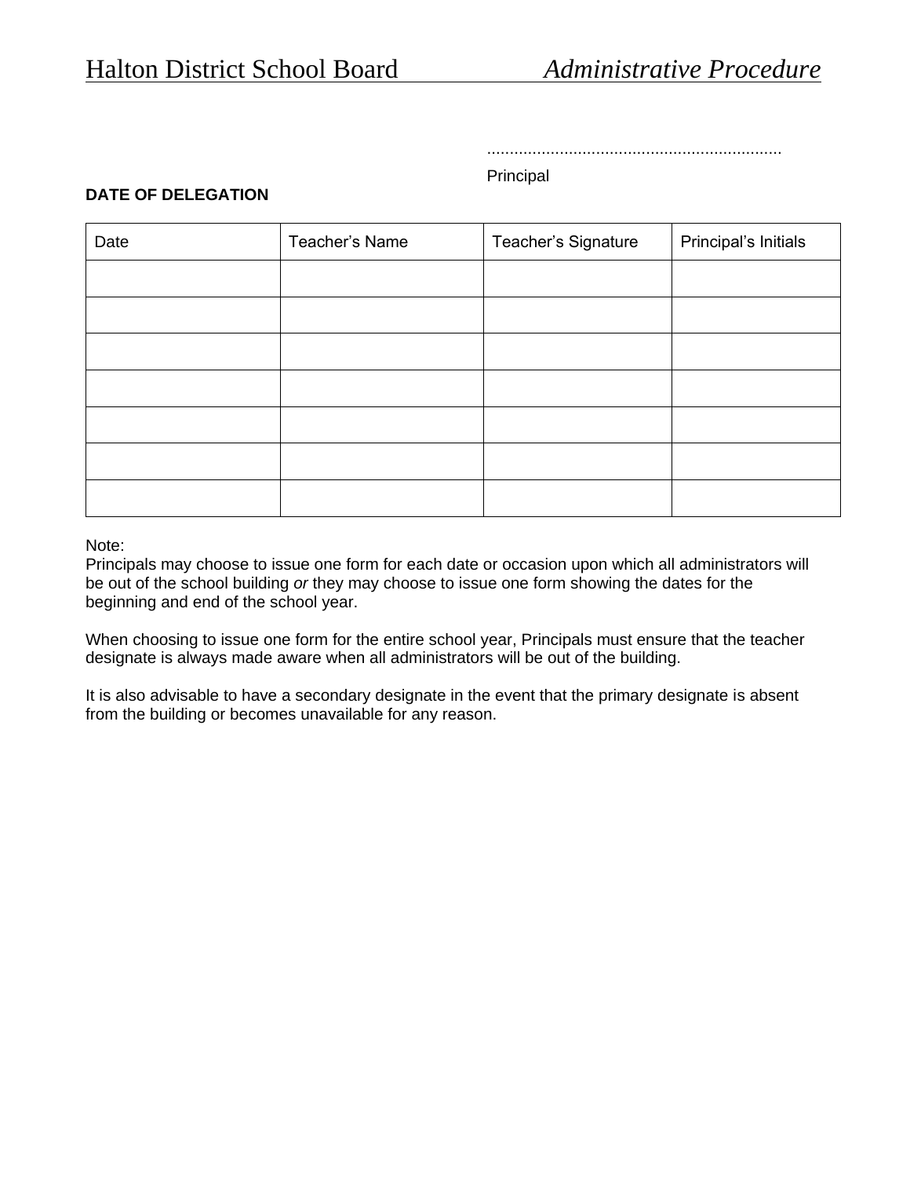................................................................

Principal

**DATE OF DELEGATION**

| Date | Teacher's Name | Teacher's Signature | Principal's Initials |
|---|---|---|---|
| | | | |
| | | | |
| | | | |
| | | | |
| | | | |
| | | | |
| | | | |

Note:
Principals may choose to issue one form for each date or occasion upon which all administrators will be out of the school building *or* they may choose to issue one form showing the dates for the beginning and end of the school year.

When choosing to issue one form for the entire school year, Principals must ensure that the teacher designate is always made aware when all administrators will be out of the building.

It is also advisable to have a secondary designate in the event that the primary designate is absent from the building or becomes unavailable for any reason.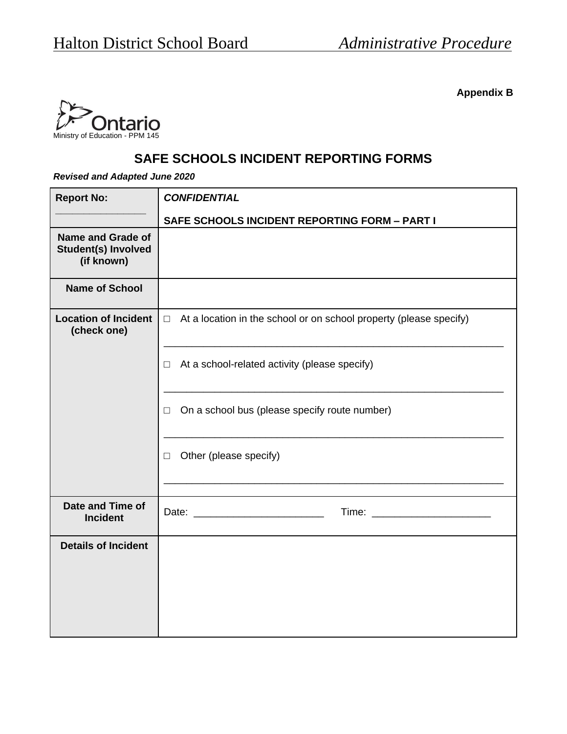**Appendix B**

Ontario
Ministry of Education - PPM 145

## SAFE SCHOOLS INCIDENT REPORTING FORMS

***Revised and Adapted June 2020***

| **Report No:** ________________ | ***CONFIDENTIAL*** **SAFE SCHOOLS INCIDENT REPORTING FORM – PART I** |
|---|---|
| **Name and Grade of Student(s) Involved (if known)** | |
| **Name of School** | |
| **Location of Incident (check one)** | □ At a location in the school or on school property (please specify) ______________________________ □ At a school-related activity (please specify) ______________________________ □ On a school bus (please specify route number) ______________________________ □ Other (please specify) ______________________________ |
| **Date and Time of Incident** | Date: ______________________ Time: ____________________ |
| **Details of Incident** | |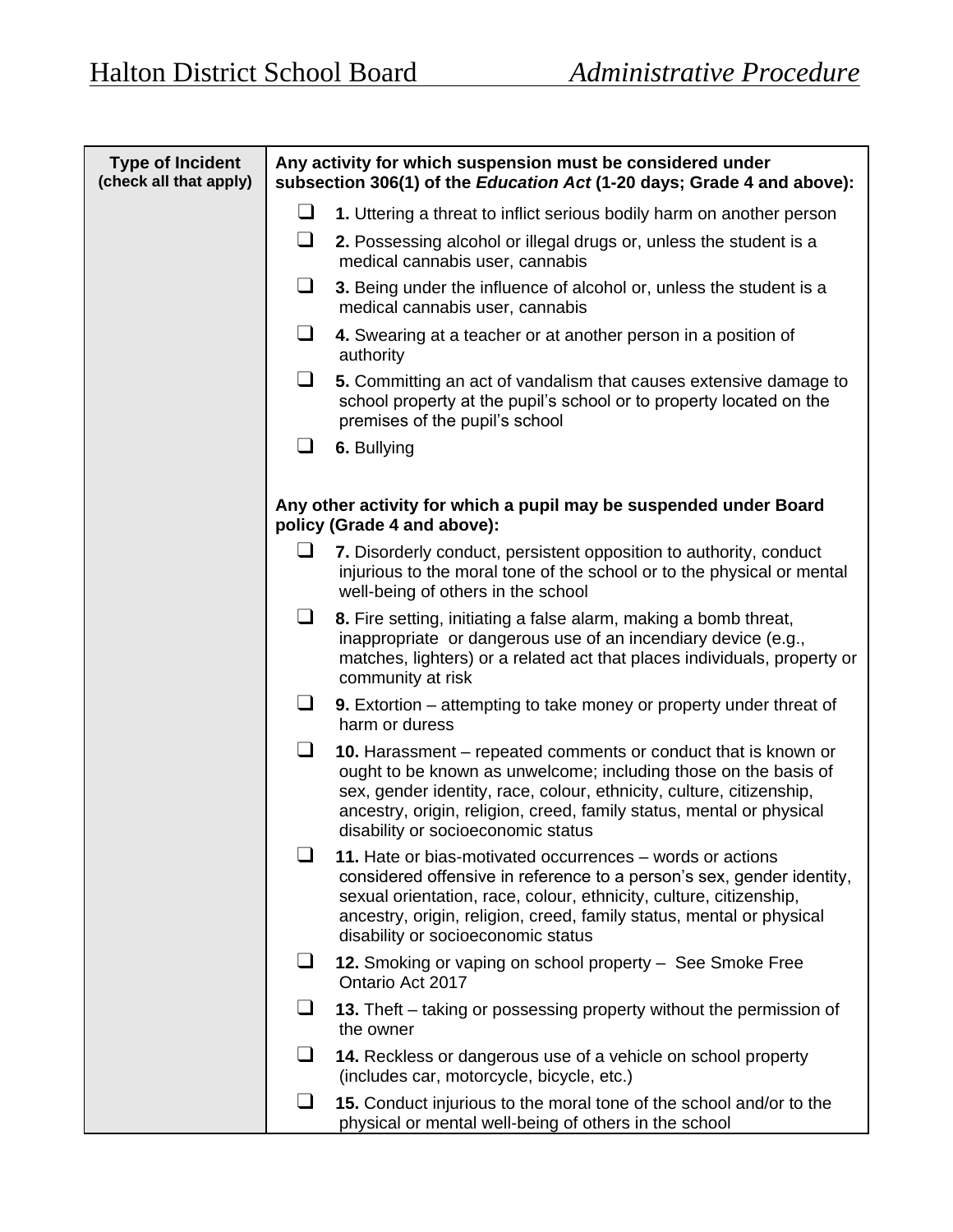| Type of Incident (check all that apply) | Any activity for which suspension must be considered under subsection 306(1) of the *Education Act* (1-20 days; Grade 4 and above): |
|---|---|
| | ❑ **1.** Uttering a threat to inflict serious bodily harm on another person |
| | ❑ **2.** Possessing alcohol or illegal drugs or, unless the student is a medical cannabis user, cannabis |
| | ❑ **3.** Being under the influence of alcohol or, unless the student is a medical cannabis user, cannabis |
| | ❑ **4.** Swearing at a teacher or at another person in a position of authority |
| | ❑ **5.** Committing an act of vandalism that causes extensive damage to school property at the pupil's school or to property located on the premises of the pupil's school |
| | ❑ **6.** Bullying |
| | **Any other activity for which a pupil may be suspended under Board policy (Grade 4 and above):** |
| | ❑ **7.** Disorderly conduct, persistent opposition to authority, conduct injurious to the moral tone of the school or to the physical or mental well-being of others in the school |
| | ❑ **8.** Fire setting, initiating a false alarm, making a bomb threat, inappropriate or dangerous use of an incendiary device (e.g., matches, lighters) or a related act that places individuals, property or community at risk |
| | ❑ **9.** Extortion – attempting to take money or property under threat of harm or duress |
| | ❑ **10.** Harassment – repeated comments or conduct that is known or ought to be known as unwelcome; including those on the basis of sex, gender identity, race, colour, ethnicity, culture, citizenship, ancestry, origin, religion, creed, family status, mental or physical disability or socioeconomic status |
| | ❑ **11.** Hate or bias-motivated occurrences – words or actions considered offensive in reference to a person's sex, gender identity, sexual orientation, race, colour, ethnicity, culture, citizenship, ancestry, origin, religion, creed, family status, mental or physical disability or socioeconomic status |
| | ❑ **12.** Smoking or vaping on school property – See Smoke Free Ontario Act 2017 |
| | ❑ **13.** Theft – taking or possessing property without the permission of the owner |
| | ❑ **14.** Reckless or dangerous use of a vehicle on school property (includes car, motorcycle, bicycle, etc.) |
| | ❑ **15.** Conduct injurious to the moral tone of the school and/or to the physical or mental well-being of others in the school |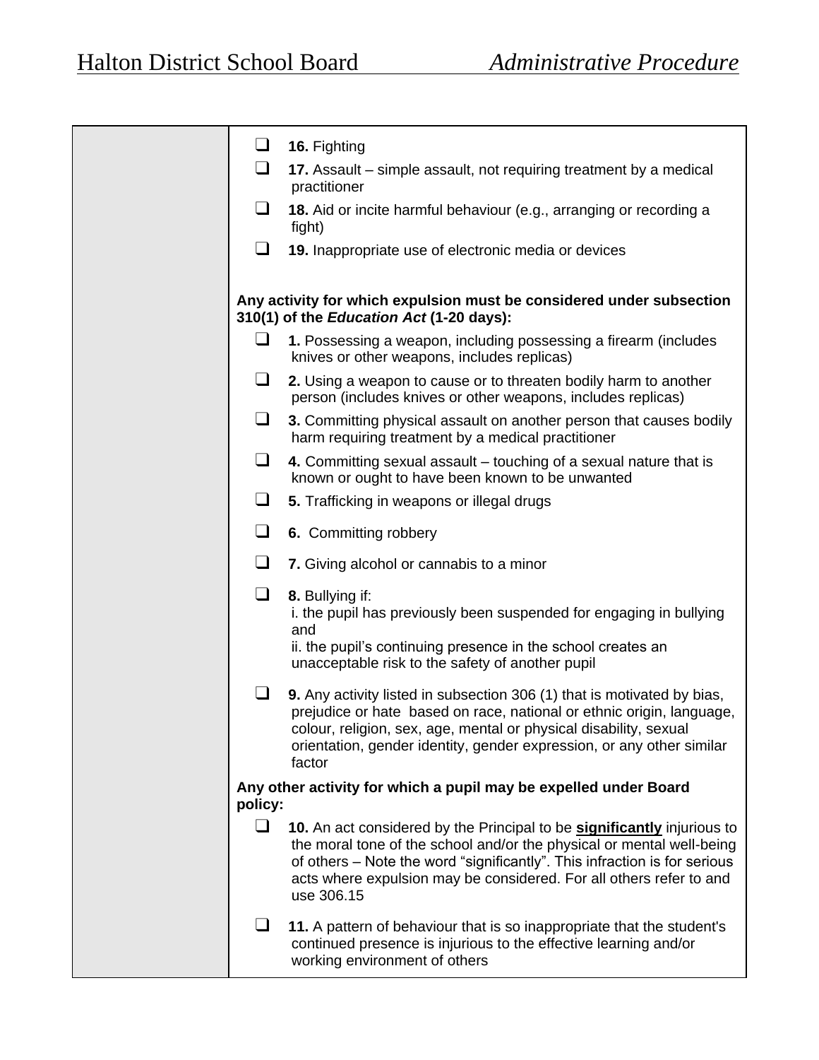| | |
|---|---|
| | ❑ **16.** Fighting<br>❑ **17.** Assault – simple assault, not requiring treatment by a medical practitioner<br>❑ **18.** Aid or incite harmful behaviour (e.g., arranging or recording a fight)<br>❑ **19.** Inappropriate use of electronic media or devices<br><br>**Any activity for which expulsion must be considered under subsection 310(1) of the *Education Act* (1-20 days):**<br>❑ **1.** Possessing a weapon, including possessing a firearm (includes knives or other weapons, includes replicas)<br>❑ **2.** Using a weapon to cause or to threaten bodily harm to another person (includes knives or other weapons, includes replicas)<br>❑ **3.** Committing physical assault on another person that causes bodily harm requiring treatment by a medical practitioner<br>❑ **4.** Committing sexual assault – touching of a sexual nature that is known or ought to have been known to be unwanted<br>❑ **5.** Trafficking in weapons or illegal drugs<br>❑ **6.** Committing robbery<br>❑ **7.** Giving alcohol or cannabis to a minor<br>❑ **8.** Bullying if:<br>i. the pupil has previously been suspended for engaging in bullying and<br>ii. the pupil's continuing presence in the school creates an unacceptable risk to the safety of another pupil<br>❑ **9.** Any activity listed in subsection 306 (1) that is motivated by bias, prejudice or hate based on race, national or ethnic origin, language, colour, religion, sex, age, mental or physical disability, sexual orientation, gender identity, gender expression, or any other similar factor<br><br>**Any other activity for which a pupil may be expelled under Board policy:**<br>❑ **10.** An act considered by the Principal to be <ins>**significantly**</ins> injurious to the moral tone of the school and/or the physical or mental well-being of others – Note the word "significantly". This infraction is for serious acts where expulsion may be considered. For all others refer to and use 306.15<br>❑ **11.** A pattern of behaviour that is so inappropriate that the student's continued presence is injurious to the effective learning and/or working environment of others |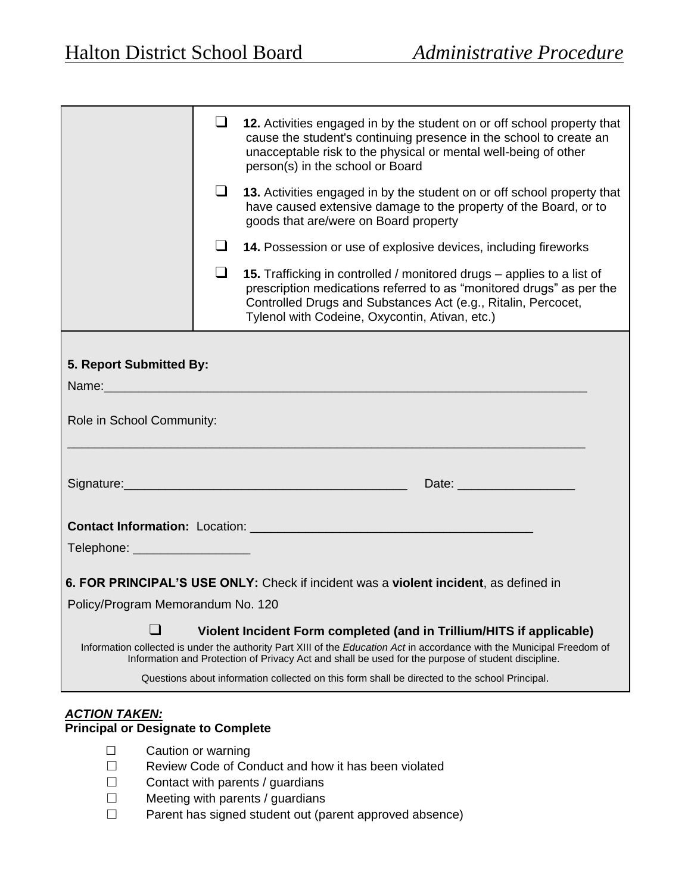| | |
|---|---|
| | ❑ **12.** Activities engaged in by the student on or off school property that cause the student's continuing presence in the school to create an unacceptable risk to the physical or mental well-being of other person(s) in the school or Board<br><br>❑ **13.** Activities engaged in by the student on or off school property that have caused extensive damage to the property of the Board, or to goods that are/were on Board property<br><br>❑ **14.** Possession or use of explosive devices, including fireworks<br><br>❑ **15.** Trafficking in controlled / monitored drugs – applies to a list of prescription medications referred to as "monitored drugs" as per the Controlled Drugs and Substances Act (e.g., Ritalin, Percocet, Tylenol with Codeine, Oxycontin, Ativan, etc.) |

**5. Report Submitted By:**

Name:________________________________________________________________________

Role in School Community:

_____________________________________________________________________________

Signature:_________________________________________ Date: _________________

**Contact Information:** Location: ________________________________________

Telephone: _________________

**6. FOR PRINCIPAL'S USE ONLY:** Check if incident was a **violent incident**, as defined in Policy/Program Memorandum No. 120

❑ **Violent Incident Form completed (and in Trillium/HITS if applicable)**

Information collected is under the authority Part XIII of the *Education Act* in accordance with the Municipal Freedom of Information and Protection of Privacy Act and shall be used for the purpose of student discipline.

Questions about information collected on this form shall be directed to the school Principal.

***ACTION TAKEN:***
**Principal or Designate to Complete**

- ☐ Caution or warning
- ☐ Review Code of Conduct and how it has been violated
- ☐ Contact with parents / guardians
- ☐ Meeting with parents / guardians
- ☐ Parent has signed student out (parent approved absence)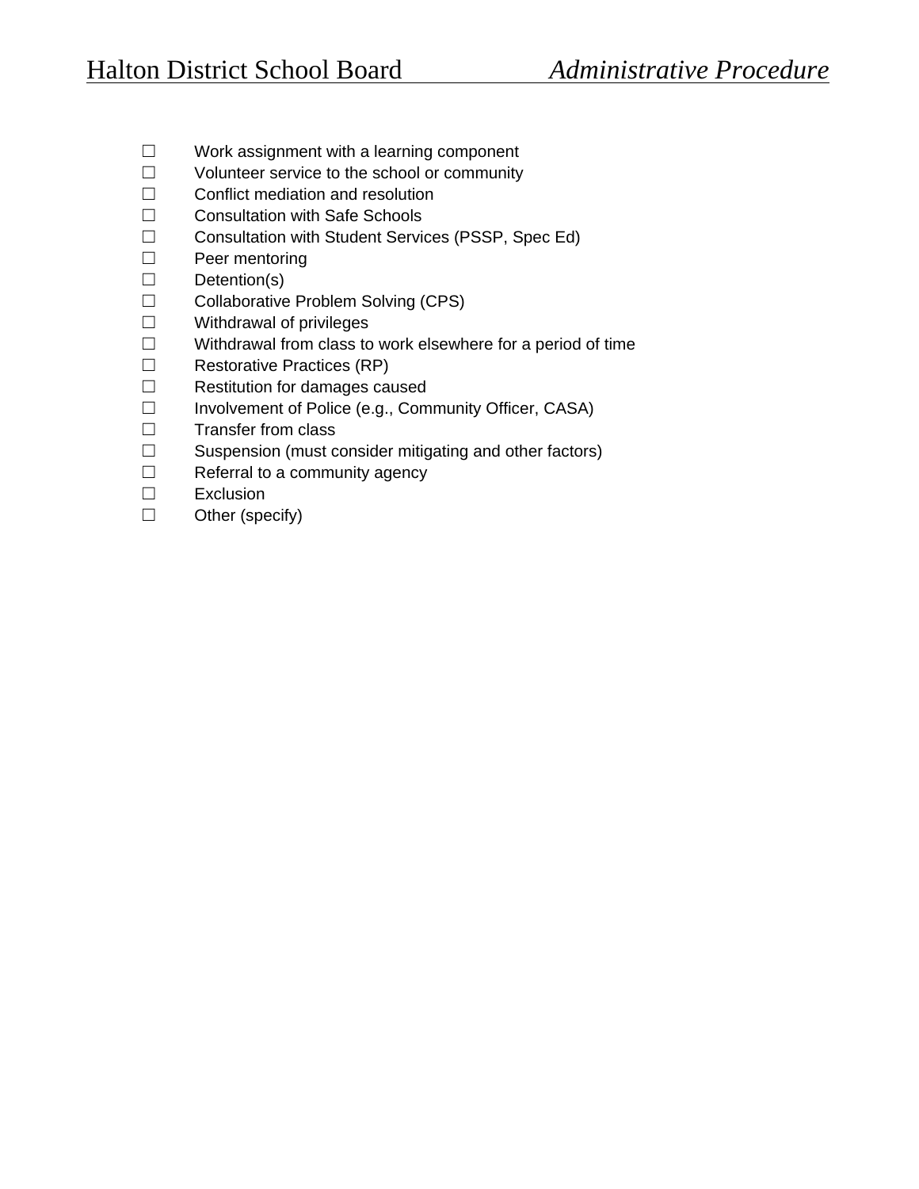- ☐ Work assignment with a learning component
- ☐ Volunteer service to the school or community
- ☐ Conflict mediation and resolution
- ☐ Consultation with Safe Schools
- ☐ Consultation with Student Services (PSSP, Spec Ed)
- ☐ Peer mentoring
- ☐ Detention(s)
- ☐ Collaborative Problem Solving (CPS)
- ☐ Withdrawal of privileges
- ☐ Withdrawal from class to work elsewhere for a period of time
- ☐ Restorative Practices (RP)
- ☐ Restitution for damages caused
- ☐ Involvement of Police (e.g., Community Officer, CASA)
- ☐ Transfer from class
- ☐ Suspension (must consider mitigating and other factors)
- ☐ Referral to a community agency
- ☐ Exclusion
- ☐ Other (specify)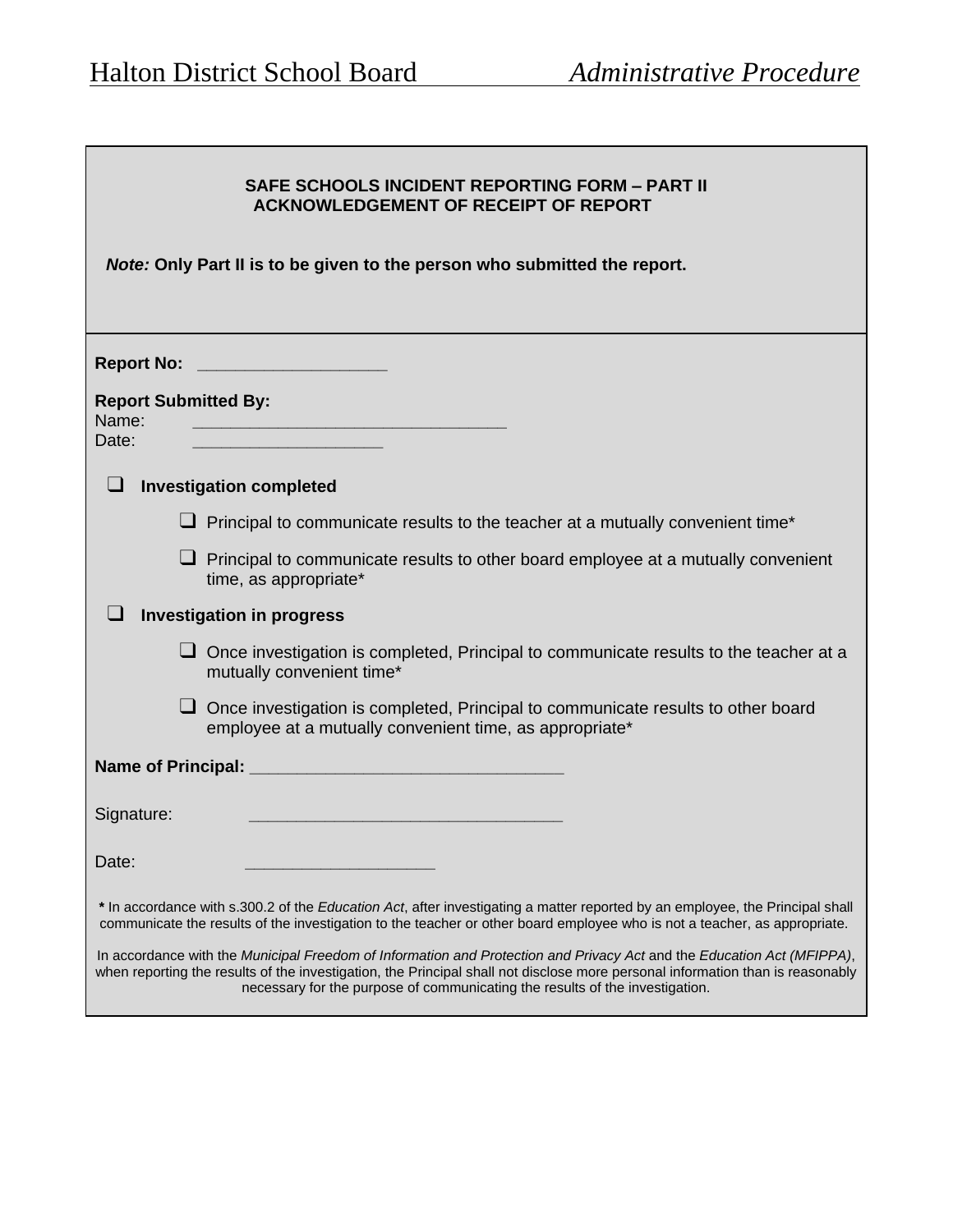**SAFE SCHOOLS INCIDENT REPORTING FORM – PART II**
**ACKNOWLEDGEMENT OF RECEIPT OF REPORT**

***Note:* Only Part II is to be given to the person who submitted the report.**

**Report No:** ____________________

**Report Submitted By:**
Name: _________________________________
Date: ____________________

- ❑ **Investigation completed**
  - ❑ Principal to communicate results to the teacher at a mutually convenient time*
  - ❑ Principal to communicate results to other board employee at a mutually convenient time, as appropriate*
- ❑ **Investigation in progress**
  - ❑ Once investigation is completed, Principal to communicate results to the teacher at a mutually convenient time*
  - ❑ Once investigation is completed, Principal to communicate results to other board employee at a mutually convenient time, as appropriate*

**Name of Principal:** _________________________________

Signature: _________________________________

Date: ____________________

**\*** In accordance with s.300.2 of the *Education Act*, after investigating a matter reported by an employee, the Principal shall communicate the results of the investigation to the teacher or other board employee who is not a teacher, as appropriate.

In accordance with the *Municipal Freedom of Information and Protection and Privacy Act* and the *Education Act (MFIPPA)*, when reporting the results of the investigation, the Principal shall not disclose more personal information than is reasonably necessary for the purpose of communicating the results of the investigation.